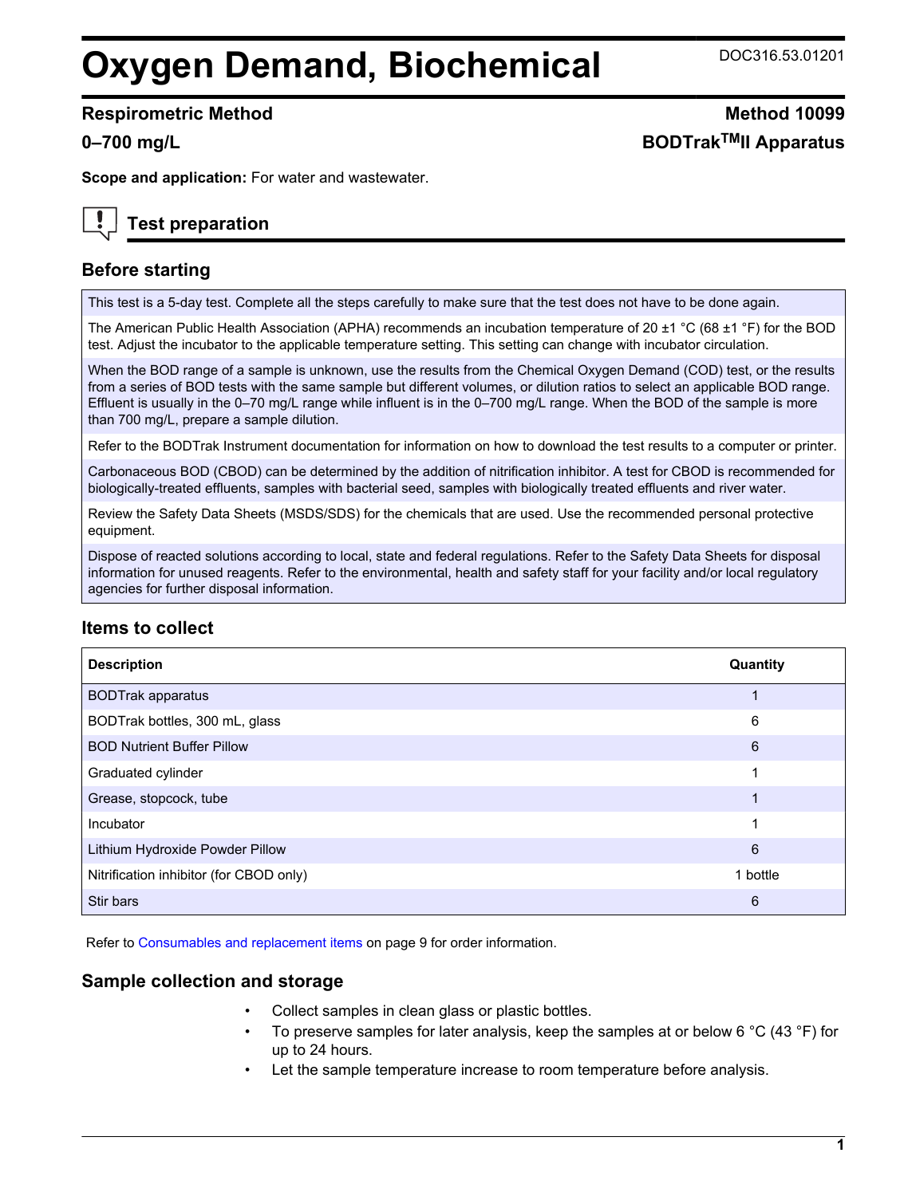# Oxygen Demand, Biochemical

DOC316.53.01201

**Respirometric Method** **Method 10099**

**0–700 mg/L** **BODTrak$^{TM}$II Apparatus**

**Scope and application:** For water and wastewater.

## Test preparation

### Before starting

This test is a 5-day test. Complete all the steps carefully to make sure that the test does not have to be done again.

The American Public Health Association (APHA) recommends an incubation temperature of 20 ±1 °C (68 ±1 °F) for the BOD test. Adjust the incubator to the applicable temperature setting. This setting can change with incubator circulation.

When the BOD range of a sample is unknown, use the results from the Chemical Oxygen Demand (COD) test, or the results from a series of BOD tests with the same sample but different volumes, or dilution ratios to select an applicable BOD range. Effluent is usually in the 0–70 mg/L range while influent is in the 0–700 mg/L range. When the BOD of the sample is more than 700 mg/L, prepare a sample dilution.

Refer to the BODTrak Instrument documentation for information on how to download the test results to a computer or printer.

Carbonaceous BOD (CBOD) can be determined by the addition of nitrification inhibitor. A test for CBOD is recommended for biologically-treated effluents, samples with bacterial seed, samples with biologically treated effluents and river water.

Review the Safety Data Sheets (MSDS/SDS) for the chemicals that are used. Use the recommended personal protective equipment.

Dispose of reacted solutions according to local, state and federal regulations. Refer to the Safety Data Sheets for disposal information for unused reagents. Refer to the environmental, health and safety staff for your facility and/or local regulatory agencies for further disposal information.

### Items to collect

| Description | Quantity |
|---|---|
| BODTrak apparatus | 1 |
| BODTrak bottles, 300 mL, glass | 6 |
| BOD Nutrient Buffer Pillow | 6 |
| Graduated cylinder | 1 |
| Grease, stopcock, tube | 1 |
| Incubator | 1 |
| Lithium Hydroxide Powder Pillow | 6 |
| Nitrification inhibitor (for CBOD only) | 1 bottle |
| Stir bars | 6 |

Refer to Consumables and replacement items on page 9 for order information.

### Sample collection and storage

- Collect samples in clean glass or plastic bottles.
- To preserve samples for later analysis, keep the samples at or below 6 °C (43 °F) for up to 24 hours.
- Let the sample temperature increase to room temperature before analysis.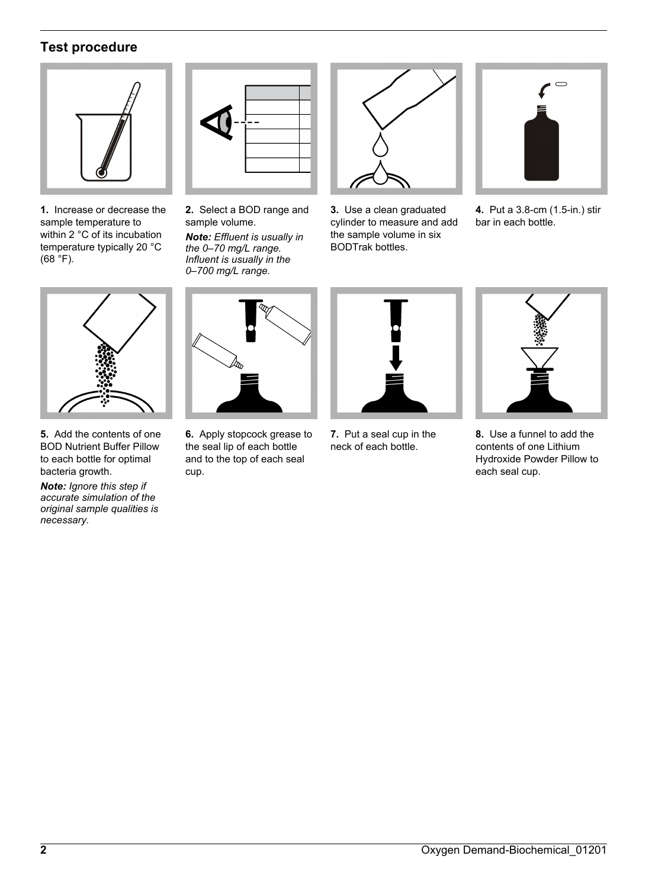## Test procedure

1. Increase or decrease the sample temperature to within 2 °C of its incubation temperature typically 20 °C (68 °F).

2. Select a BOD range and sample volume.

   ***Note:*** *Effluent is usually in the 0–70 mg/L range. Influent is usually in the 0–700 mg/L range.*

3. Use a clean graduated cylinder to measure and add the sample volume in six BODTrak bottles.

4. Put a 3.8-cm (1.5-in.) stir bar in each bottle.

5. Add the contents of one BOD Nutrient Buffer Pillow to each bottle for optimal bacteria growth.

   ***Note:*** *Ignore this step if accurate simulation of the original sample qualities is necessary.*

6. Apply stopcock grease to the seal lip of each bottle and to the top of each seal cup.

7. Put a seal cup in the neck of each bottle.

8. Use a funnel to add the contents of one Lithium Hydroxide Powder Pillow to each seal cup.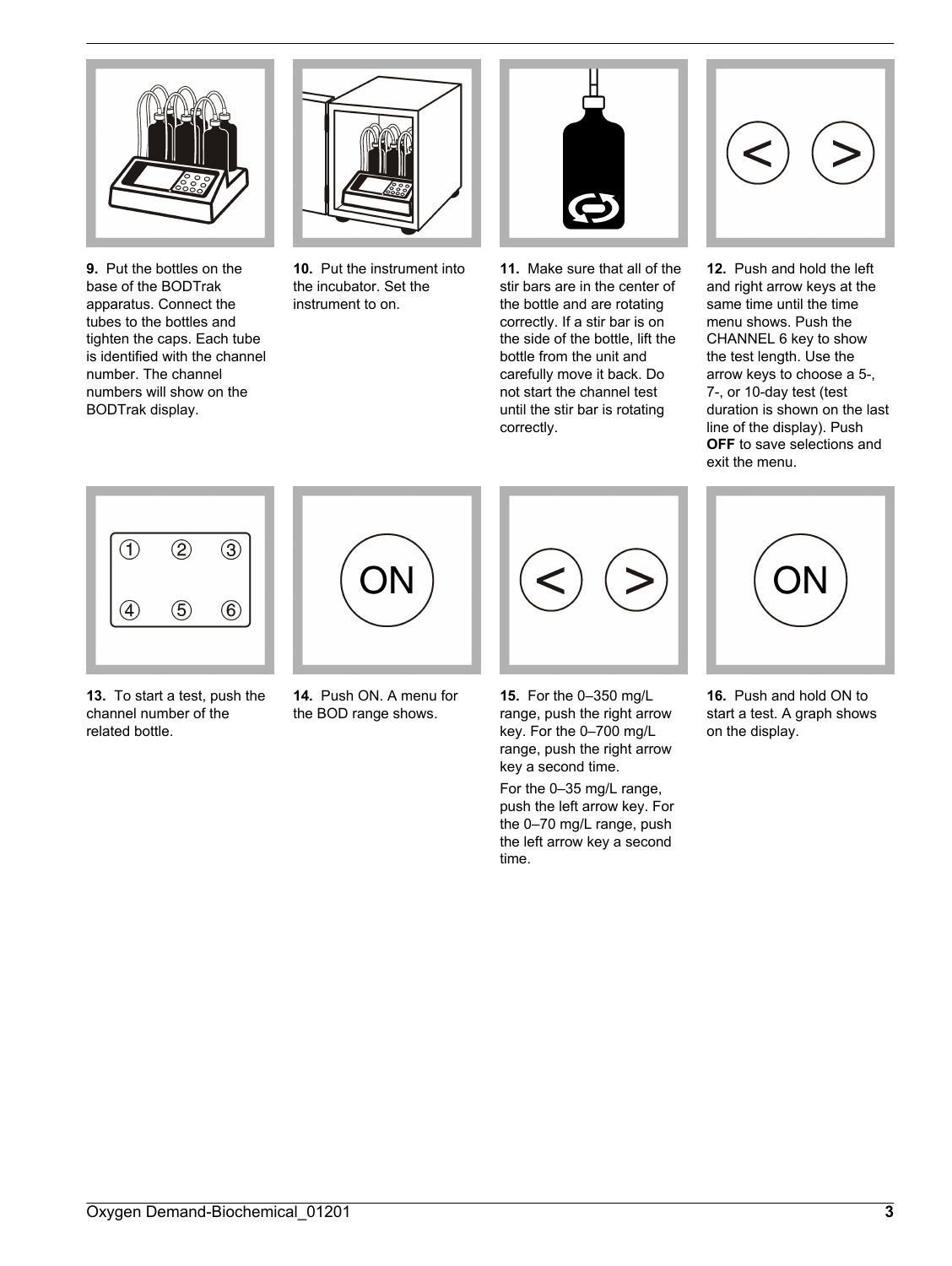9. Put the bottles on the base of the BODTrak apparatus. Connect the tubes to the bottles and tighten the caps. Each tube is identified with the channel number. The channel numbers will show on the BODTrak display.

10. Put the instrument into the incubator. Set the instrument to on.

11. Make sure that all of the stir bars are in the center of the bottle and are rotating correctly. If a stir bar is on the side of the bottle, lift the bottle from the unit and carefully move it back. Do not start the channel test until the stir bar is rotating correctly.

12. Push and hold the left and right arrow keys at the same time until the time menu shows. Push the CHANNEL 6 key to show the test length. Use the arrow keys to choose a 5-, 7-, or 10-day test (test duration is shown on the last line of the display). Push **OFF** to save selections and exit the menu.

13. To start a test, push the channel number of the related bottle.

14. Push ON. A menu for the BOD range shows.

15. For the 0–350 mg/L range, push the right arrow key. For the 0–700 mg/L range, push the right arrow key a second time.

For the 0–35 mg/L range, push the left arrow key. For the 0–70 mg/L range, push the left arrow key a second time.

16. Push and hold ON to start a test. A graph shows on the display.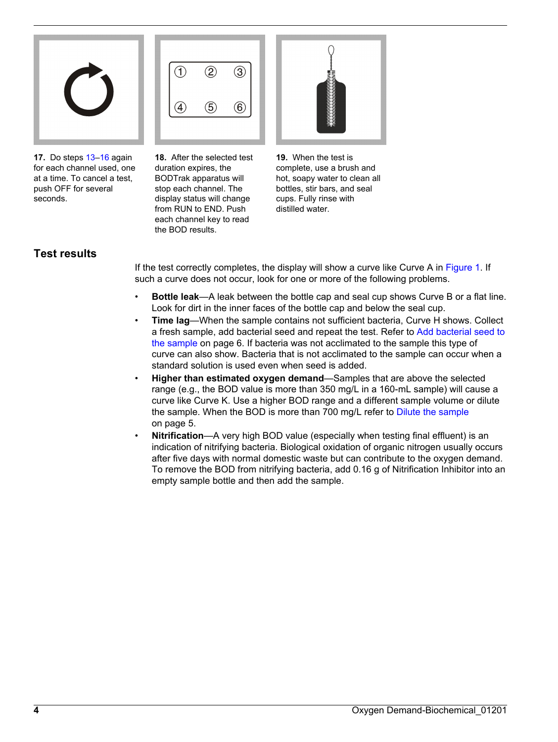**17.** Do steps 13–16 again for each channel used, one at a time. To cancel a test, push OFF for several seconds.

**18.** After the selected test duration expires, the BODTrak apparatus will stop each channel. The display status will change from RUN to END. Push each channel key to read the BOD results.

**19.** When the test is complete, use a brush and hot, soapy water to clean all bottles, stir bars, and seal cups. Fully rinse with distilled water.

## Test results

If the test correctly completes, the display will show a curve like Curve A in Figure 1. If such a curve does not occur, look for one or more of the following problems.

- **Bottle leak**—A leak between the bottle cap and seal cup shows Curve B or a flat line. Look for dirt in the inner faces of the bottle cap and below the seal cup.
- **Time lag**—When the sample contains not sufficient bacteria, Curve H shows. Collect a fresh sample, add bacterial seed and repeat the test. Refer to Add bacterial seed to the sample on page 6. If bacteria was not acclimated to the sample this type of curve can also show. Bacteria that is not acclimated to the sample can occur when a standard solution is used even when seed is added.
- **Higher than estimated oxygen demand**—Samples that are above the selected range (e.g., the BOD value is more than 350 mg/L in a 160-mL sample) will cause a curve like Curve K. Use a higher BOD range and a different sample volume or dilute the sample. When the BOD is more than 700 mg/L refer to Dilute the sample on page 5.
- **Nitrification**—A very high BOD value (especially when testing final effluent) is an indication of nitrifying bacteria. Biological oxidation of organic nitrogen usually occurs after five days with normal domestic waste but can contribute to the oxygen demand. To remove the BOD from nitrifying bacteria, add 0.16 g of Nitrification Inhibitor into an empty sample bottle and then add the sample.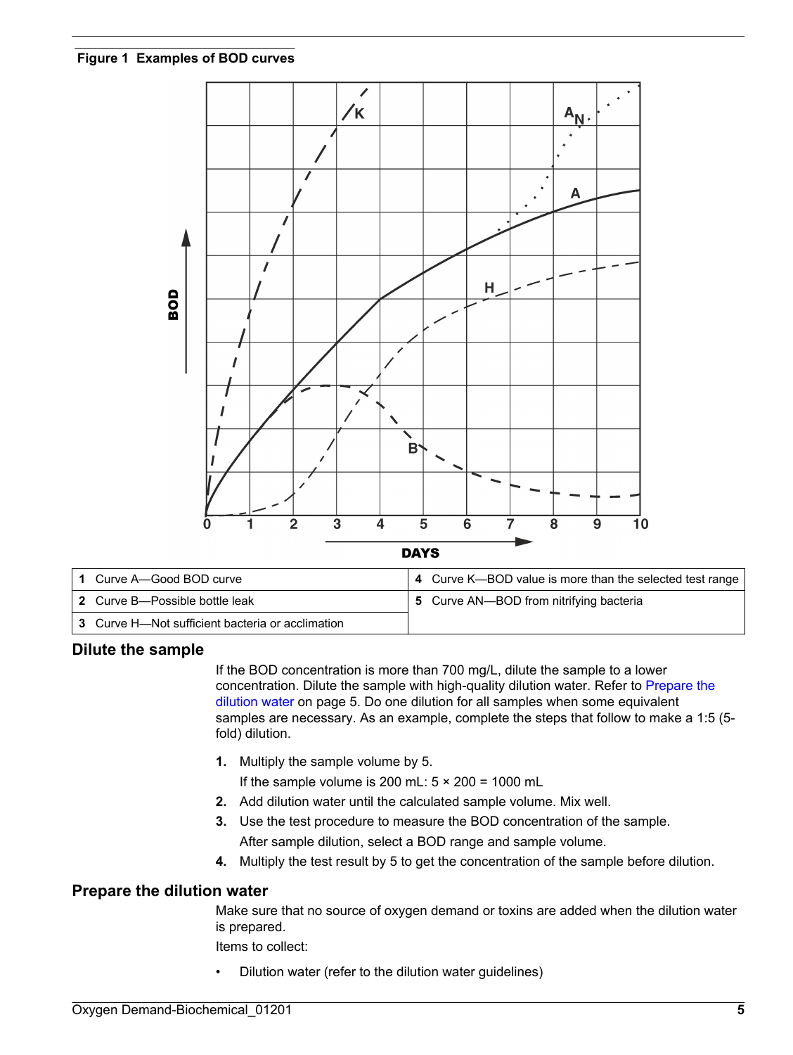**Figure 1 Examples of BOD curves**

| | |
|---|---|
| 1 Curve A—Good BOD curve | 4 Curve K—BOD value is more than the selected test range |
| 2 Curve B—Possible bottle leak | 5 Curve AN—BOD from nitrifying bacteria |
| 3 Curve H—Not sufficient bacteria or acclimation | |

## Dilute the sample

If the BOD concentration is more than 700 mg/L, dilute the sample to a lower concentration. Dilute the sample with high-quality dilution water. Refer to Prepare the dilution water on page 5. Do one dilution for all samples when some equivalent samples are necessary. As an example, complete the steps that follow to make a 1:5 (5-fold) dilution.

1. Multiply the sample volume by 5.
   If the sample volume is 200 mL: 5 × 200 = 1000 mL
2. Add dilution water until the calculated sample volume. Mix well.
3. Use the test procedure to measure the BOD concentration of the sample.
   After sample dilution, select a BOD range and sample volume.
4. Multiply the test result by 5 to get the concentration of the sample before dilution.

## Prepare the dilution water

Make sure that no source of oxygen demand or toxins are added when the dilution water is prepared.

Items to collect:

- Dilution water (refer to the dilution water guidelines)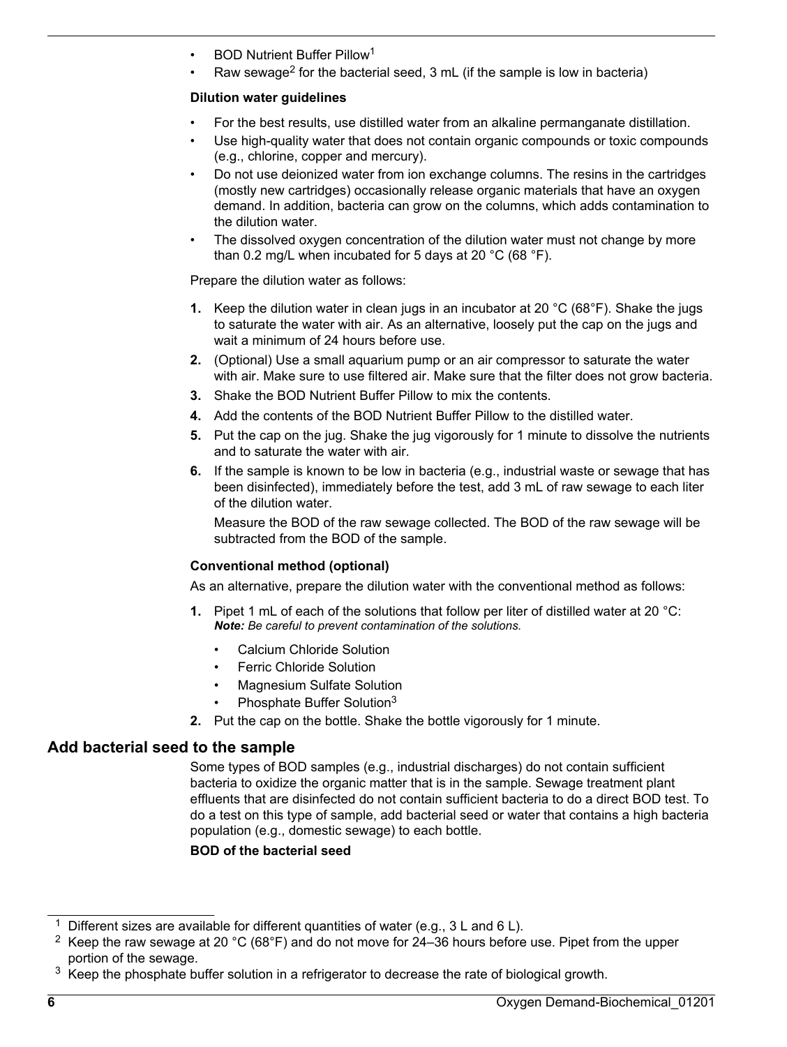- BOD Nutrient Buffer Pillow[1]
- Raw sewage[2] for the bacterial seed, 3 mL (if the sample is low in bacteria)

**Dilution water guidelines**

- For the best results, use distilled water from an alkaline permanganate distillation.
- Use high-quality water that does not contain organic compounds or toxic compounds (e.g., chlorine, copper and mercury).
- Do not use deionized water from ion exchange columns. The resins in the cartridges (mostly new cartridges) occasionally release organic materials that have an oxygen demand. In addition, bacteria can grow on the columns, which adds contamination to the dilution water.
- The dissolved oxygen concentration of the dilution water must not change by more than 0.2 mg/L when incubated for 5 days at 20 °C (68 °F).

Prepare the dilution water as follows:

1. Keep the dilution water in clean jugs in an incubator at 20 °C (68°F). Shake the jugs to saturate the water with air. As an alternative, loosely put the cap on the jugs and wait a minimum of 24 hours before use.
2. (Optional) Use a small aquarium pump or an air compressor to saturate the water with air. Make sure to use filtered air. Make sure that the filter does not grow bacteria.
3. Shake the BOD Nutrient Buffer Pillow to mix the contents.
4. Add the contents of the BOD Nutrient Buffer Pillow to the distilled water.
5. Put the cap on the jug. Shake the jug vigorously for 1 minute to dissolve the nutrients and to saturate the water with air.
6. If the sample is known to be low in bacteria (e.g., industrial waste or sewage that has been disinfected), immediately before the test, add 3 mL of raw sewage to each liter of the dilution water.

   Measure the BOD of the raw sewage collected. The BOD of the raw sewage will be subtracted from the BOD of the sample.

**Conventional method (optional)**

As an alternative, prepare the dilution water with the conventional method as follows:

1. Pipet 1 mL of each of the solutions that follow per liter of distilled water at 20 °C:
   ***Note:*** *Be careful to prevent contamination of the solutions.*
   - Calcium Chloride Solution
   - Ferric Chloride Solution
   - Magnesium Sulfate Solution
   - Phosphate Buffer Solution[3]
2. Put the cap on the bottle. Shake the bottle vigorously for 1 minute.

## Add bacterial seed to the sample

Some types of BOD samples (e.g., industrial discharges) do not contain sufficient bacteria to oxidize the organic matter that is in the sample. Sewage treatment plant effluents that are disinfected do not contain sufficient bacteria to do a direct BOD test. To do a test on this type of sample, add bacterial seed or water that contains a high bacteria population (e.g., domestic sewage) to each bottle.

**BOD of the bacterial seed**

---

[1] Different sizes are available for different quantities of water (e.g., 3 L and 6 L).

[2] Keep the raw sewage at 20 °C (68°F) and do not move for 24–36 hours before use. Pipet from the upper portion of the sewage.

[3] Keep the phosphate buffer solution in a refrigerator to decrease the rate of biological growth.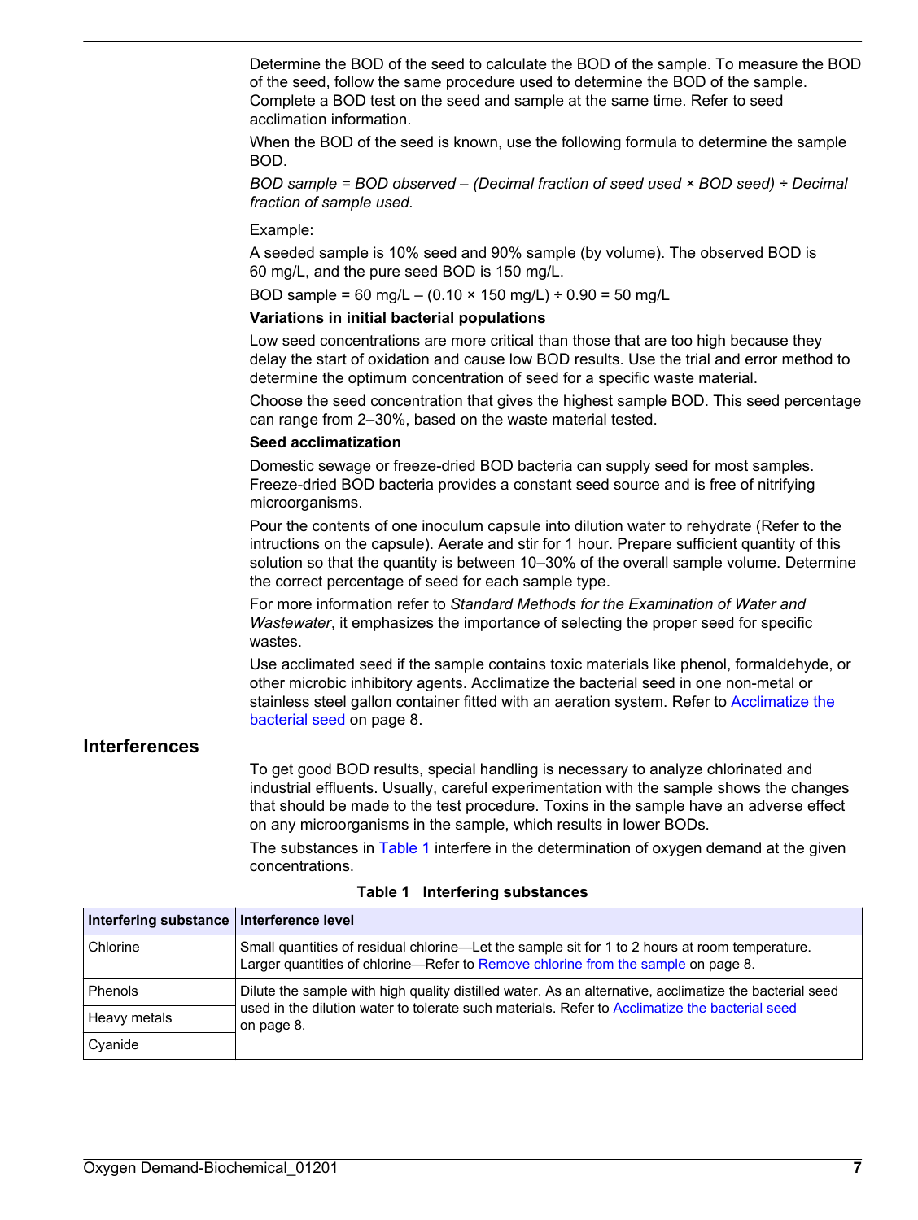Determine the BOD of the seed to calculate the BOD of the sample. To measure the BOD of the seed, follow the same procedure used to determine the BOD of the sample. Complete a BOD test on the seed and sample at the same time. Refer to seed acclimation information.

When the BOD of the seed is known, use the following formula to determine the sample BOD.

*BOD sample = BOD observed – (Decimal fraction of seed used × BOD seed) ÷ Decimal fraction of sample used.*

Example:

A seeded sample is 10% seed and 90% sample (by volume). The observed BOD is 60 mg/L, and the pure seed BOD is 150 mg/L.

BOD sample = 60 mg/L – (0.10 × 150 mg/L) ÷ 0.90 = 50 mg/L

**Variations in initial bacterial populations**

Low seed concentrations are more critical than those that are too high because they delay the start of oxidation and cause low BOD results. Use the trial and error method to determine the optimum concentration of seed for a specific waste material.

Choose the seed concentration that gives the highest sample BOD. This seed percentage can range from 2–30%, based on the waste material tested.

**Seed acclimatization**

Domestic sewage or freeze-dried BOD bacteria can supply seed for most samples. Freeze-dried BOD bacteria provides a constant seed source and is free of nitrifying microorganisms.

Pour the contents of one inoculum capsule into dilution water to rehydrate (Refer to the intructions on the capsule). Aerate and stir for 1 hour. Prepare sufficient quantity of this solution so that the quantity is between 10–30% of the overall sample volume. Determine the correct percentage of seed for each sample type.

For more information refer to *Standard Methods for the Examination of Water and Wastewater*, it emphasizes the importance of selecting the proper seed for specific wastes.

Use acclimated seed if the sample contains toxic materials like phenol, formaldehyde, or other microbic inhibitory agents. Acclimatize the bacterial seed in one non-metal or stainless steel gallon container fitted with an aeration system. Refer to Acclimatize the bacterial seed on page 8.

## Interferences

To get good BOD results, special handling is necessary to analyze chlorinated and industrial effluents. Usually, careful experimentation with the sample shows the changes that should be made to the test procedure. Toxins in the sample have an adverse effect on any microorganisms in the sample, which results in lower BODs.

The substances in Table 1 interfere in the determination of oxygen demand at the given concentrations.

**Table 1 Interfering substances**

| Interfering substance | Interference level |
|---|---|
| Chlorine | Small quantities of residual chlorine—Let the sample sit for 1 to 2 hours at room temperature. Larger quantities of chlorine—Refer to Remove chlorine from the sample on page 8. |
| Phenols | Dilute the sample with high quality distilled water. As an alternative, acclimatize the bacterial seed used in the dilution water to tolerate such materials. Refer to Acclimatize the bacterial seed on page 8. |
| Heavy metals | |
| Cyanide | |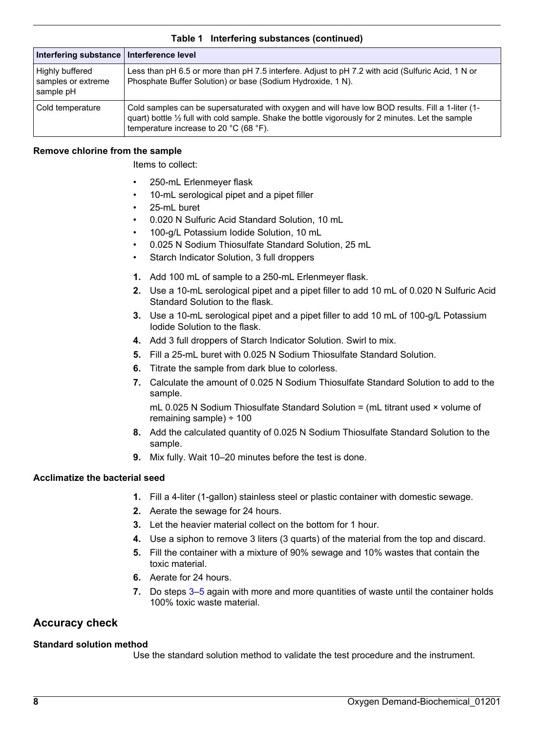**Table 1 Interfering substances (continued)**

| Interfering substance | Interference level |
| --- | --- |
| Highly buffered samples or extreme sample pH | Less than pH 6.5 or more than pH 7.5 interfere. Adjust to pH 7.2 with acid (Sulfuric Acid, 1 N or Phosphate Buffer Solution) or base (Sodium Hydroxide, 1 N). |
| Cold temperature | Cold samples can be supersaturated with oxygen and will have low BOD results. Fill a 1-liter (1-quart) bottle ½ full with cold sample. Shake the bottle vigorously for 2 minutes. Let the sample temperature increase to 20 °C (68 °F). |

### Remove chlorine from the sample

Items to collect:

- 250-mL Erlenmeyer flask
- 10-mL serological pipet and a pipet filler
- 25-mL buret
- 0.020 N Sulfuric Acid Standard Solution, 10 mL
- 100-g/L Potassium Iodide Solution, 10 mL
- 0.025 N Sodium Thiosulfate Standard Solution, 25 mL
- Starch Indicator Solution, 3 full droppers

1. Add 100 mL of sample to a 250-mL Erlenmeyer flask.
2. Use a 10-mL serological pipet and a pipet filler to add 10 mL of 0.020 N Sulfuric Acid Standard Solution to the flask.
3. Use a 10-mL serological pipet and a pipet filler to add 10 mL of 100-g/L Potassium Iodide Solution to the flask.
4. Add 3 full droppers of Starch Indicator Solution. Swirl to mix.
5. Fill a 25-mL buret with 0.025 N Sodium Thiosulfate Standard Solution.
6. Titrate the sample from dark blue to colorless.
7. Calculate the amount of 0.025 N Sodium Thiosulfate Standard Solution to add to the sample.

   mL 0.025 N Sodium Thiosulfate Standard Solution = (mL titrant used × volume of remaining sample) ÷ 100
8. Add the calculated quantity of 0.025 N Sodium Thiosulfate Standard Solution to the sample.
9. Mix fully. Wait 10–20 minutes before the test is done.

### Acclimatize the bacterial seed

1. Fill a 4-liter (1-gallon) stainless steel or plastic container with domestic sewage.
2. Aerate the sewage for 24 hours.
3. Let the heavier material collect on the bottom for 1 hour.
4. Use a siphon to remove 3 liters (3 quarts) of the material from the top and discard.
5. Fill the container with a mixture of 90% sewage and 10% wastes that contain the toxic material.
6. Aerate for 24 hours.
7. Do steps 3–5 again with more and more quantities of waste until the container holds 100% toxic waste material.

## Accuracy check

### Standard solution method

Use the standard solution method to validate the test procedure and the instrument.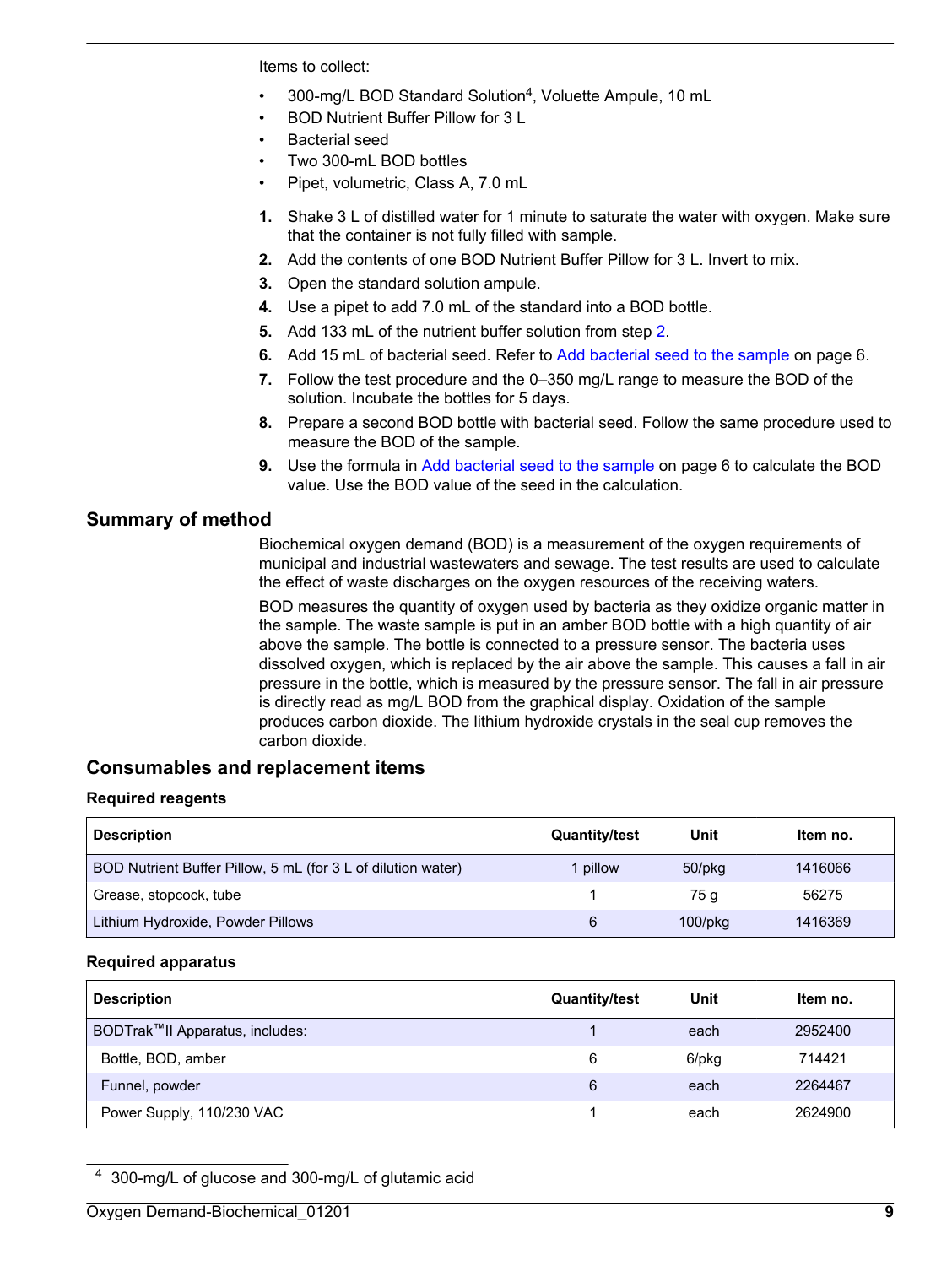Items to collect:

- 300-mg/L BOD Standard Solution[4], Voluette Ampule, 10 mL
- BOD Nutrient Buffer Pillow for 3 L
- Bacterial seed
- Two 300-mL BOD bottles
- Pipet, volumetric, Class A, 7.0 mL

1. Shake 3 L of distilled water for 1 minute to saturate the water with oxygen. Make sure that the container is not fully filled with sample.
2. Add the contents of one BOD Nutrient Buffer Pillow for 3 L. Invert to mix.
3. Open the standard solution ampule.
4. Use a pipet to add 7.0 mL of the standard into a BOD bottle.
5. Add 133 mL of the nutrient buffer solution from step 2.
6. Add 15 mL of bacterial seed. Refer to Add bacterial seed to the sample on page 6.
7. Follow the test procedure and the 0–350 mg/L range to measure the BOD of the solution. Incubate the bottles for 5 days.
8. Prepare a second BOD bottle with bacterial seed. Follow the same procedure used to measure the BOD of the sample.
9. Use the formula in Add bacterial seed to the sample on page 6 to calculate the BOD value. Use the BOD value of the seed in the calculation.

## Summary of method

Biochemical oxygen demand (BOD) is a measurement of the oxygen requirements of municipal and industrial wastewaters and sewage. The test results are used to calculate the effect of waste discharges on the oxygen resources of the receiving waters.

BOD measures the quantity of oxygen used by bacteria as they oxidize organic matter in the sample. The waste sample is put in an amber BOD bottle with a high quantity of air above the sample. The bottle is connected to a pressure sensor. The bacteria uses dissolved oxygen, which is replaced by the air above the sample. This causes a fall in air pressure in the bottle, which is measured by the pressure sensor. The fall in air pressure is directly read as mg/L BOD from the graphical display. Oxidation of the sample produces carbon dioxide. The lithium hydroxide crystals in the seal cup removes the carbon dioxide.

## Consumables and replacement items

### Required reagents

| Description | Quantity/test | Unit | Item no. |
|---|---|---|---|
| BOD Nutrient Buffer Pillow, 5 mL (for 3 L of dilution water) | 1 pillow | 50/pkg | 1416066 |
| Grease, stopcock, tube | 1 | 75 g | 56275 |
| Lithium Hydroxide, Powder Pillows | 6 | 100/pkg | 1416369 |

### Required apparatus

| Description | Quantity/test | Unit | Item no. |
|---|---|---|---|
| BODTrak™II Apparatus, includes: | 1 | each | 2952400 |
| Bottle, BOD, amber | 6 | 6/pkg | 714421 |
| Funnel, powder | 6 | each | 2264467 |
| Power Supply, 110/230 VAC | 1 | each | 2624900 |

[4] 300-mg/L of glucose and 300-mg/L of glutamic acid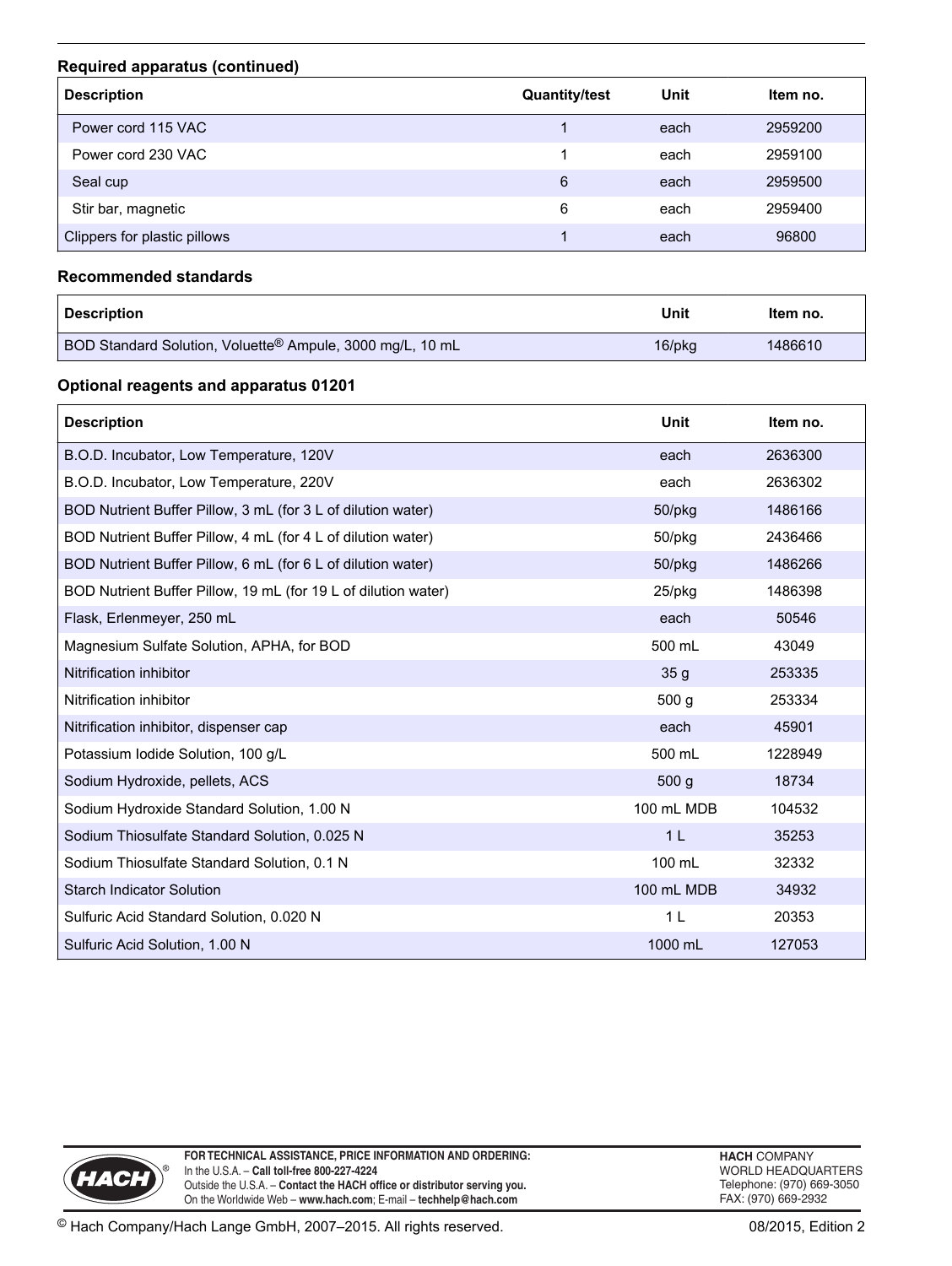### Required apparatus (continued)

| Description | Quantity/test | Unit | Item no. |
|---|---|---|---|
| Power cord 115 VAC | 1 | each | 2959200 |
| Power cord 230 VAC | 1 | each | 2959100 |
| Seal cup | 6 | each | 2959500 |
| Stir bar, magnetic | 6 | each | 2959400 |
| Clippers for plastic pillows | 1 | each | 96800 |

### Recommended standards

| Description | Unit | Item no. |
|---|---|---|
| BOD Standard Solution, Voluette® Ampule, 3000 mg/L, 10 mL | 16/pkg | 1486610 |

### Optional reagents and apparatus 01201

| Description | Unit | Item no. |
|---|---|---|
| B.O.D. Incubator, Low Temperature, 120V | each | 2636300 |
| B.O.D. Incubator, Low Temperature, 220V | each | 2636302 |
| BOD Nutrient Buffer Pillow, 3 mL (for 3 L of dilution water) | 50/pkg | 1486166 |
| BOD Nutrient Buffer Pillow, 4 mL (for 4 L of dilution water) | 50/pkg | 2436466 |
| BOD Nutrient Buffer Pillow, 6 mL (for 6 L of dilution water) | 50/pkg | 1486266 |
| BOD Nutrient Buffer Pillow, 19 mL (for 19 L of dilution water) | 25/pkg | 1486398 |
| Flask, Erlenmeyer, 250 mL | each | 50546 |
| Magnesium Sulfate Solution, APHA, for BOD | 500 mL | 43049 |
| Nitrification inhibitor | 35 g | 253335 |
| Nitrification inhibitor | 500 g | 253334 |
| Nitrification inhibitor, dispenser cap | each | 45901 |
| Potassium Iodide Solution, 100 g/L | 500 mL | 1228949 |
| Sodium Hydroxide, pellets, ACS | 500 g | 18734 |
| Sodium Hydroxide Standard Solution, 1.00 N | 100 mL MDB | 104532 |
| Sodium Thiosulfate Standard Solution, 0.025 N | 1 L | 35253 |
| Sodium Thiosulfate Standard Solution, 0.1 N | 100 mL | 32332 |
| Starch Indicator Solution | 100 mL MDB | 34932 |
| Sulfuric Acid Standard Solution, 0.020 N | 1 L | 20353 |
| Sulfuric Acid Solution, 1.00 N | 1000 mL | 127053 |

**FOR TECHNICAL ASSISTANCE, PRICE INFORMATION AND ORDERING:**
In the U.S.A. – **Call toll-free 800-227-4224**
Outside the U.S.A. – **Contact the HACH office or distributor serving you.**
On the Worldwide Web – **www.hach.com**; E-mail – **techhelp@hach.com**

**HACH** COMPANY
WORLD HEADQUARTERS
Telephone: (970) 669-3050
FAX: (970) 669-2932

© Hach Company/Hach Lange GmbH, 2007–2015. All rights reserved.

08/2015, Edition 2